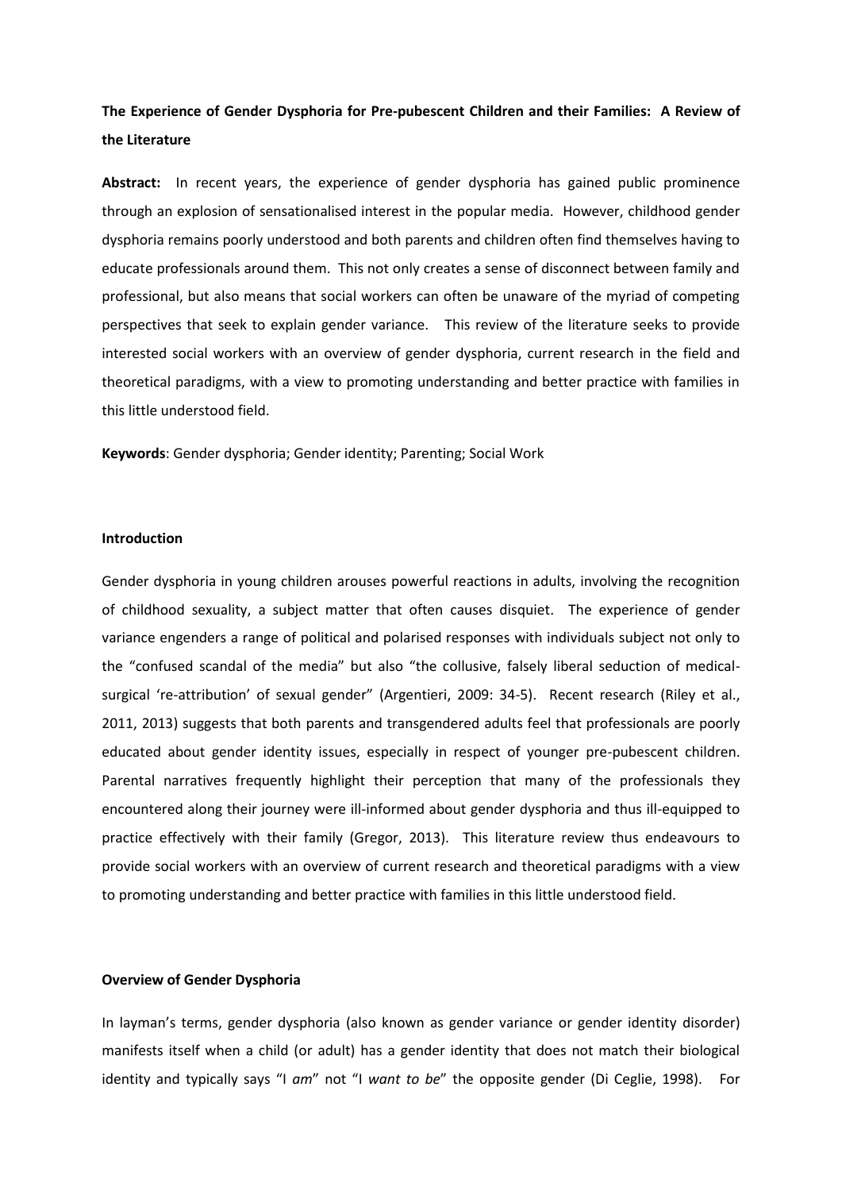# The Experience of Gender Dysphoria for Pre-pubescent Children and their Families: A Review of the Literature

**Abstract:** In recent years, the experience of gender dysphoria has gained public prominence through an explosion of sensationalised interest in the popular media. However, childhood gender dysphoria remains poorly understood and both parents and children often find themselves having to educate professionals around them. This not only creates a sense of disconnect between family and professional, but also means that social workers can often be unaware of the myriad of competing perspectives that seek to explain gender variance. This review of the literature seeks to provide interested social workers with an overview of gender dysphoria, current research in the field and theoretical paradigms, with a view to promoting understanding and better practice with families in this little understood field.

**Keywords**: Gender dysphoria; Gender identity; Parenting; Social Work

## Introduction

Gender dysphoria in young children arouses powerful reactions in adults, involving the recognition of childhood sexuality, a subject matter that often causes disquiet. The experience of gender variance engenders a range of political and polarised responses with individuals subject not only to the "confused scandal of the media" but also "the collusive, falsely liberal seduction of medical-surgical 're-attribution' of sexual gender" (Argentieri, 2009: 34-5). Recent research (Riley et al., 2011, 2013) suggests that both parents and transgendered adults feel that professionals are poorly educated about gender identity issues, especially in respect of younger pre-pubescent children. Parental narratives frequently highlight their perception that many of the professionals they encountered along their journey were ill-informed about gender dysphoria and thus ill-equipped to practice effectively with their family (Gregor, 2013). This literature review thus endeavours to provide social workers with an overview of current research and theoretical paradigms with a view to promoting understanding and better practice with families in this little understood field.

## Overview of Gender Dysphoria

In layman's terms, gender dysphoria (also known as gender variance or gender identity disorder) manifests itself when a child (or adult) has a gender identity that does not match their biological identity and typically says "I *am*" not "I *want to be*" the opposite gender (Di Ceglie, 1998). For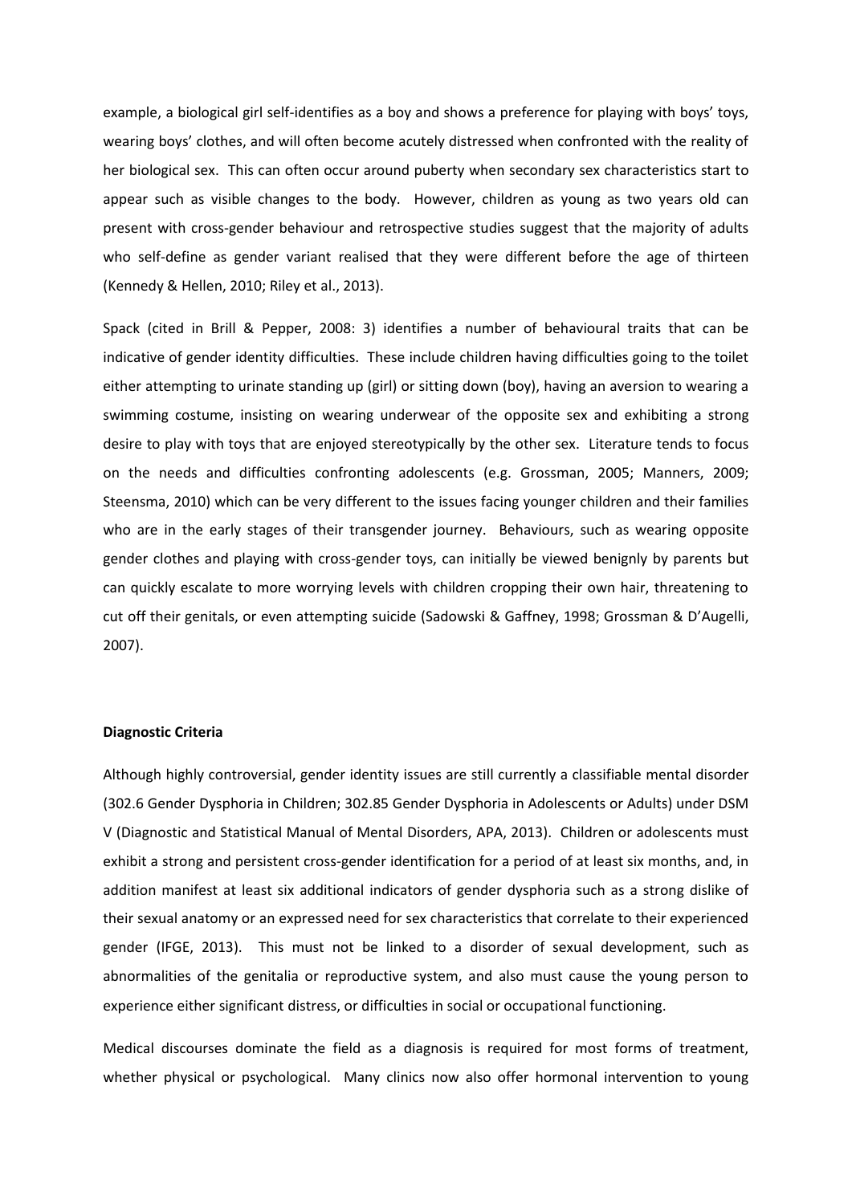example, a biological girl self-identifies as a boy and shows a preference for playing with boys' toys, wearing boys' clothes, and will often become acutely distressed when confronted with the reality of her biological sex. This can often occur around puberty when secondary sex characteristics start to appear such as visible changes to the body. However, children as young as two years old can present with cross-gender behaviour and retrospective studies suggest that the majority of adults who self-define as gender variant realised that they were different before the age of thirteen (Kennedy & Hellen, 2010; Riley et al., 2013).

Spack (cited in Brill & Pepper, 2008: 3) identifies a number of behavioural traits that can be indicative of gender identity difficulties. These include children having difficulties going to the toilet either attempting to urinate standing up (girl) or sitting down (boy), having an aversion to wearing a swimming costume, insisting on wearing underwear of the opposite sex and exhibiting a strong desire to play with toys that are enjoyed stereotypically by the other sex. Literature tends to focus on the needs and difficulties confronting adolescents (e.g. Grossman, 2005; Manners, 2009; Steensma, 2010) which can be very different to the issues facing younger children and their families who are in the early stages of their transgender journey. Behaviours, such as wearing opposite gender clothes and playing with cross-gender toys, can initially be viewed benignly by parents but can quickly escalate to more worrying levels with children cropping their own hair, threatening to cut off their genitals, or even attempting suicide (Sadowski & Gaffney, 1998; Grossman & D'Augelli, 2007).

**Diagnostic Criteria**

Although highly controversial, gender identity issues are still currently a classifiable mental disorder (302.6 Gender Dysphoria in Children; 302.85 Gender Dysphoria in Adolescents or Adults) under DSM V (Diagnostic and Statistical Manual of Mental Disorders, APA, 2013). Children or adolescents must exhibit a strong and persistent cross-gender identification for a period of at least six months, and, in addition manifest at least six additional indicators of gender dysphoria such as a strong dislike of their sexual anatomy or an expressed need for sex characteristics that correlate to their experienced gender (IFGE, 2013). This must not be linked to a disorder of sexual development, such as abnormalities of the genitalia or reproductive system, and also must cause the young person to experience either significant distress, or difficulties in social or occupational functioning.

Medical discourses dominate the field as a diagnosis is required for most forms of treatment, whether physical or psychological. Many clinics now also offer hormonal intervention to young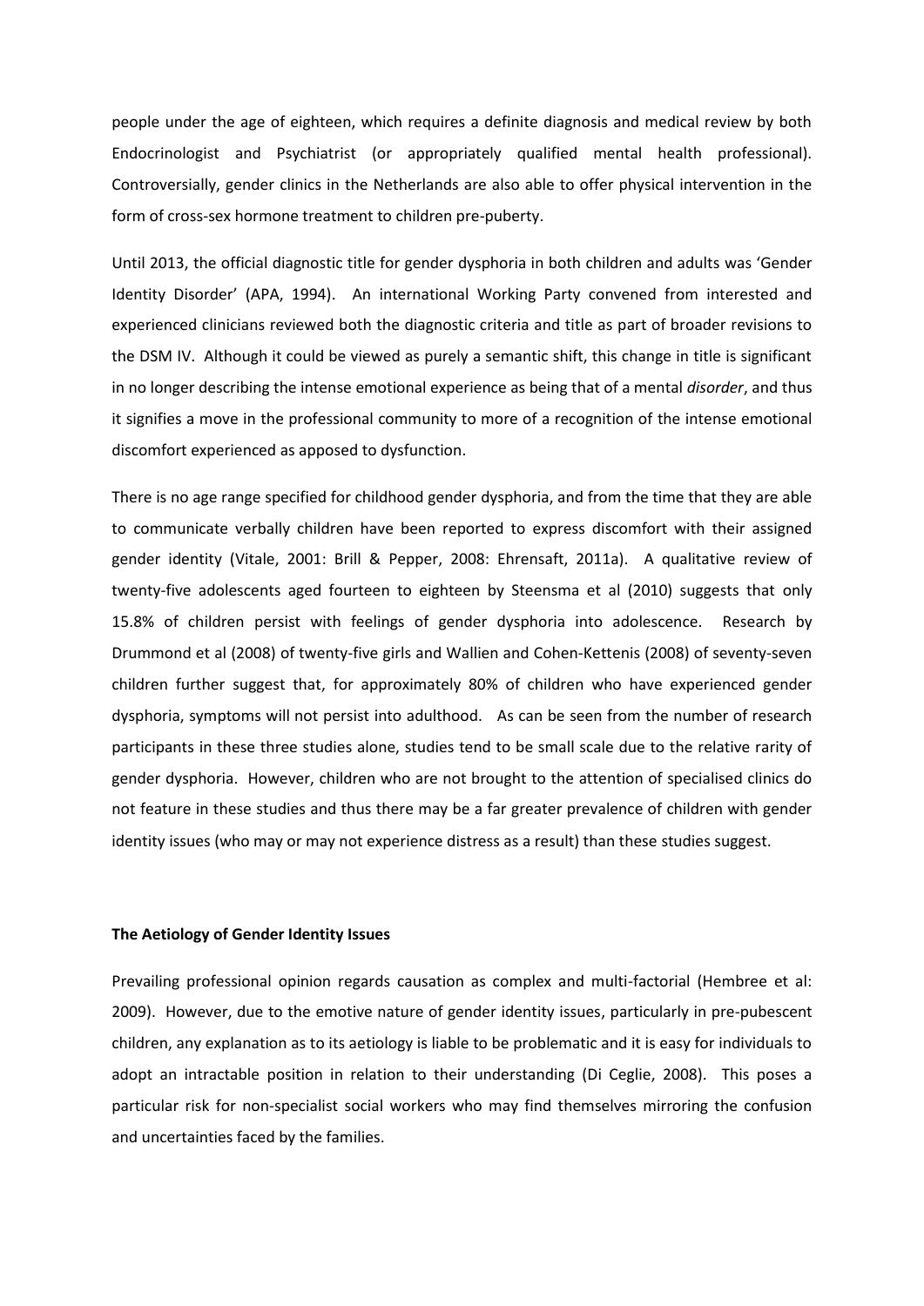people under the age of eighteen, which requires a definite diagnosis and medical review by both Endocrinologist and Psychiatrist (or appropriately qualified mental health professional). Controversially, gender clinics in the Netherlands are also able to offer physical intervention in the form of cross-sex hormone treatment to children pre-puberty.

Until 2013, the official diagnostic title for gender dysphoria in both children and adults was 'Gender Identity Disorder' (APA, 1994). An international Working Party convened from interested and experienced clinicians reviewed both the diagnostic criteria and title as part of broader revisions to the DSM IV. Although it could be viewed as purely a semantic shift, this change in title is significant in no longer describing the intense emotional experience as being that of a mental *disorder*, and thus it signifies a move in the professional community to more of a recognition of the intense emotional discomfort experienced as apposed to dysfunction.

There is no age range specified for childhood gender dysphoria, and from the time that they are able to communicate verbally children have been reported to express discomfort with their assigned gender identity (Vitale, 2001: Brill & Pepper, 2008: Ehrensaft, 2011a). A qualitative review of twenty-five adolescents aged fourteen to eighteen by Steensma et al (2010) suggests that only 15.8% of children persist with feelings of gender dysphoria into adolescence. Research by Drummond et al (2008) of twenty-five girls and Wallien and Cohen-Kettenis (2008) of seventy-seven children further suggest that, for approximately 80% of children who have experienced gender dysphoria, symptoms will not persist into adulthood. As can be seen from the number of research participants in these three studies alone, studies tend to be small scale due to the relative rarity of gender dysphoria. However, children who are not brought to the attention of specialised clinics do not feature in these studies and thus there may be a far greater prevalence of children with gender identity issues (who may or may not experience distress as a result) than these studies suggest.

**The Aetiology of Gender Identity Issues**

Prevailing professional opinion regards causation as complex and multi-factorial (Hembree et al: 2009). However, due to the emotive nature of gender identity issues, particularly in pre-pubescent children, any explanation as to its aetiology is liable to be problematic and it is easy for individuals to adopt an intractable position in relation to their understanding (Di Ceglie, 2008). This poses a particular risk for non-specialist social workers who may find themselves mirroring the confusion and uncertainties faced by the families.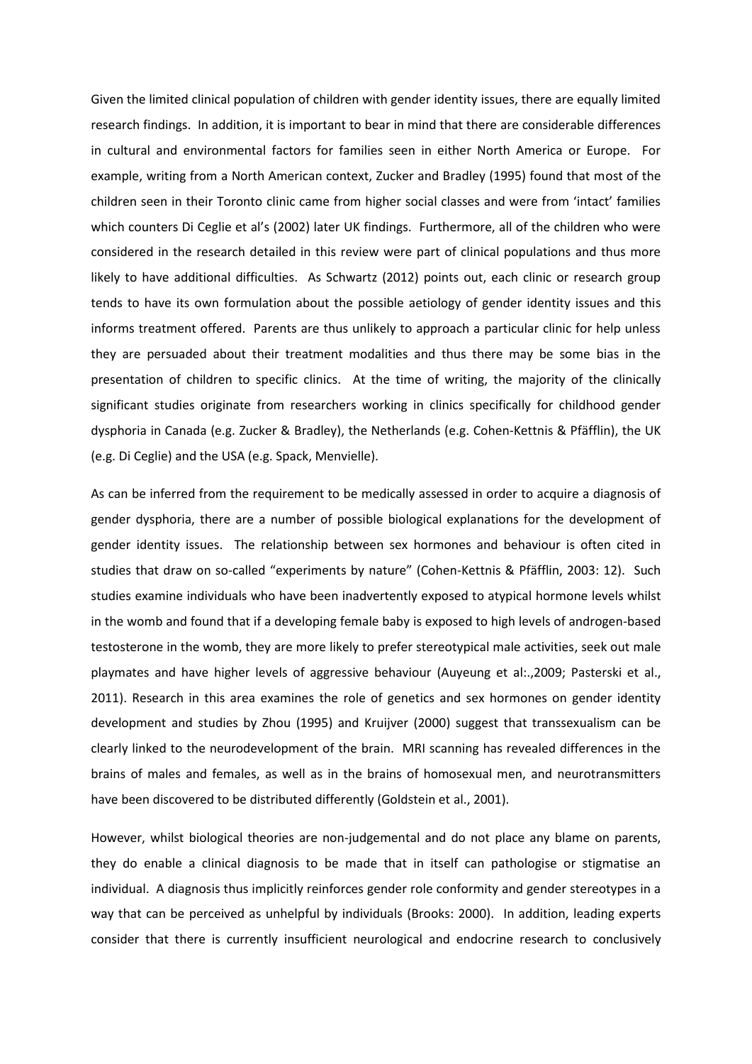Given the limited clinical population of children with gender identity issues, there are equally limited research findings. In addition, it is important to bear in mind that there are considerable differences in cultural and environmental factors for families seen in either North America or Europe. For example, writing from a North American context, Zucker and Bradley (1995) found that most of the children seen in their Toronto clinic came from higher social classes and were from 'intact' families which counters Di Ceglie et al's (2002) later UK findings. Furthermore, all of the children who were considered in the research detailed in this review were part of clinical populations and thus more likely to have additional difficulties. As Schwartz (2012) points out, each clinic or research group tends to have its own formulation about the possible aetiology of gender identity issues and this informs treatment offered. Parents are thus unlikely to approach a particular clinic for help unless they are persuaded about their treatment modalities and thus there may be some bias in the presentation of children to specific clinics. At the time of writing, the majority of the clinically significant studies originate from researchers working in clinics specifically for childhood gender dysphoria in Canada (e.g. Zucker & Bradley), the Netherlands (e.g. Cohen-Kettnis & Pfäfflin), the UK (e.g. Di Ceglie) and the USA (e.g. Spack, Menvielle).

As can be inferred from the requirement to be medically assessed in order to acquire a diagnosis of gender dysphoria, there are a number of possible biological explanations for the development of gender identity issues. The relationship between sex hormones and behaviour is often cited in studies that draw on so-called "experiments by nature" (Cohen-Kettnis & Pfäfflin, 2003: 12). Such studies examine individuals who have been inadvertently exposed to atypical hormone levels whilst in the womb and found that if a developing female baby is exposed to high levels of androgen-based testosterone in the womb, they are more likely to prefer stereotypical male activities, seek out male playmates and have higher levels of aggressive behaviour (Auyeung et al:.,2009; Pasterski et al., 2011). Research in this area examines the role of genetics and sex hormones on gender identity development and studies by Zhou (1995) and Kruijver (2000) suggest that transsexualism can be clearly linked to the neurodevelopment of the brain. MRI scanning has revealed differences in the brains of males and females, as well as in the brains of homosexual men, and neurotransmitters have been discovered to be distributed differently (Goldstein et al., 2001).

However, whilst biological theories are non-judgemental and do not place any blame on parents, they do enable a clinical diagnosis to be made that in itself can pathologise or stigmatise an individual. A diagnosis thus implicitly reinforces gender role conformity and gender stereotypes in a way that can be perceived as unhelpful by individuals (Brooks: 2000). In addition, leading experts consider that there is currently insufficient neurological and endocrine research to conclusively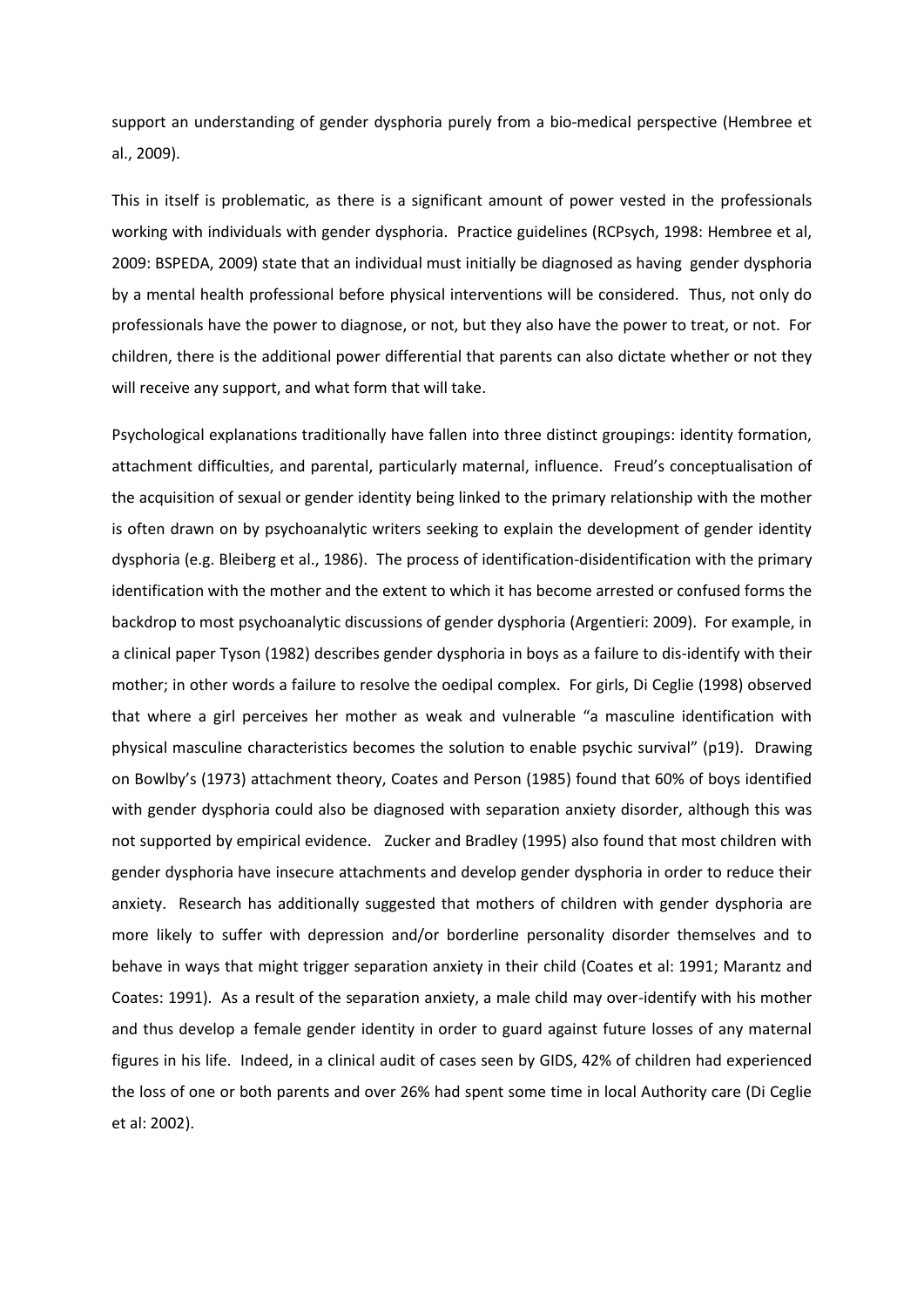support an understanding of gender dysphoria purely from a bio-medical perspective (Hembree et al., 2009).

This in itself is problematic, as there is a significant amount of power vested in the professionals working with individuals with gender dysphoria. Practice guidelines (RCPsych, 1998: Hembree et al, 2009: BSPEDA, 2009) state that an individual must initially be diagnosed as having gender dysphoria by a mental health professional before physical interventions will be considered. Thus, not only do professionals have the power to diagnose, or not, but they also have the power to treat, or not. For children, there is the additional power differential that parents can also dictate whether or not they will receive any support, and what form that will take.

Psychological explanations traditionally have fallen into three distinct groupings: identity formation, attachment difficulties, and parental, particularly maternal, influence. Freud's conceptualisation of the acquisition of sexual or gender identity being linked to the primary relationship with the mother is often drawn on by psychoanalytic writers seeking to explain the development of gender identity dysphoria (e.g. Bleiberg et al., 1986). The process of identification-disidentification with the primary identification with the mother and the extent to which it has become arrested or confused forms the backdrop to most psychoanalytic discussions of gender dysphoria (Argentieri: 2009). For example, in a clinical paper Tyson (1982) describes gender dysphoria in boys as a failure to dis-identify with their mother; in other words a failure to resolve the oedipal complex. For girls, Di Ceglie (1998) observed that where a girl perceives her mother as weak and vulnerable "a masculine identification with physical masculine characteristics becomes the solution to enable psychic survival" (p19). Drawing on Bowlby's (1973) attachment theory, Coates and Person (1985) found that 60% of boys identified with gender dysphoria could also be diagnosed with separation anxiety disorder, although this was not supported by empirical evidence. Zucker and Bradley (1995) also found that most children with gender dysphoria have insecure attachments and develop gender dysphoria in order to reduce their anxiety. Research has additionally suggested that mothers of children with gender dysphoria are more likely to suffer with depression and/or borderline personality disorder themselves and to behave in ways that might trigger separation anxiety in their child (Coates et al: 1991; Marantz and Coates: 1991). As a result of the separation anxiety, a male child may over-identify with his mother and thus develop a female gender identity in order to guard against future losses of any maternal figures in his life. Indeed, in a clinical audit of cases seen by GIDS, 42% of children had experienced the loss of one or both parents and over 26% had spent some time in local Authority care (Di Ceglie et al: 2002).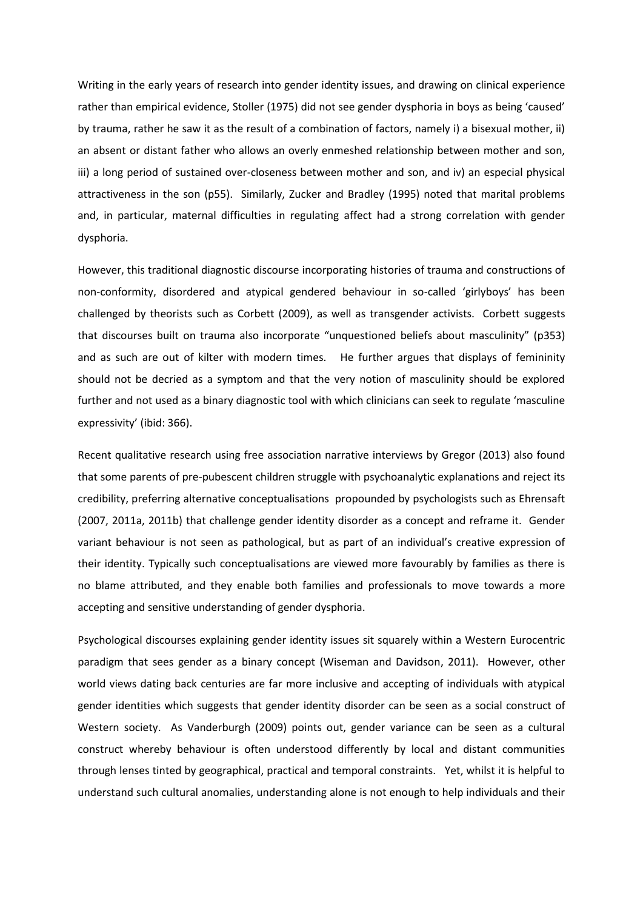Writing in the early years of research into gender identity issues, and drawing on clinical experience rather than empirical evidence, Stoller (1975) did not see gender dysphoria in boys as being 'caused' by trauma, rather he saw it as the result of a combination of factors, namely i) a bisexual mother, ii) an absent or distant father who allows an overly enmeshed relationship between mother and son, iii) a long period of sustained over-closeness between mother and son, and iv) an especial physical attractiveness in the son (p55). Similarly, Zucker and Bradley (1995) noted that marital problems and, in particular, maternal difficulties in regulating affect had a strong correlation with gender dysphoria.

However, this traditional diagnostic discourse incorporating histories of trauma and constructions of non-conformity, disordered and atypical gendered behaviour in so-called 'girlyboys' has been challenged by theorists such as Corbett (2009), as well as transgender activists. Corbett suggests that discourses built on trauma also incorporate "unquestioned beliefs about masculinity" (p353) and as such are out of kilter with modern times. He further argues that displays of femininity should not be decried as a symptom and that the very notion of masculinity should be explored further and not used as a binary diagnostic tool with which clinicians can seek to regulate 'masculine expressivity' (ibid: 366).

Recent qualitative research using free association narrative interviews by Gregor (2013) also found that some parents of pre-pubescent children struggle with psychoanalytic explanations and reject its credibility, preferring alternative conceptualisations propounded by psychologists such as Ehrensaft (2007, 2011a, 2011b) that challenge gender identity disorder as a concept and reframe it. Gender variant behaviour is not seen as pathological, but as part of an individual's creative expression of their identity. Typically such conceptualisations are viewed more favourably by families as there is no blame attributed, and they enable both families and professionals to move towards a more accepting and sensitive understanding of gender dysphoria.

Psychological discourses explaining gender identity issues sit squarely within a Western Eurocentric paradigm that sees gender as a binary concept (Wiseman and Davidson, 2011). However, other world views dating back centuries are far more inclusive and accepting of individuals with atypical gender identities which suggests that gender identity disorder can be seen as a social construct of Western society. As Vanderburgh (2009) points out, gender variance can be seen as a cultural construct whereby behaviour is often understood differently by local and distant communities through lenses tinted by geographical, practical and temporal constraints. Yet, whilst it is helpful to understand such cultural anomalies, understanding alone is not enough to help individuals and their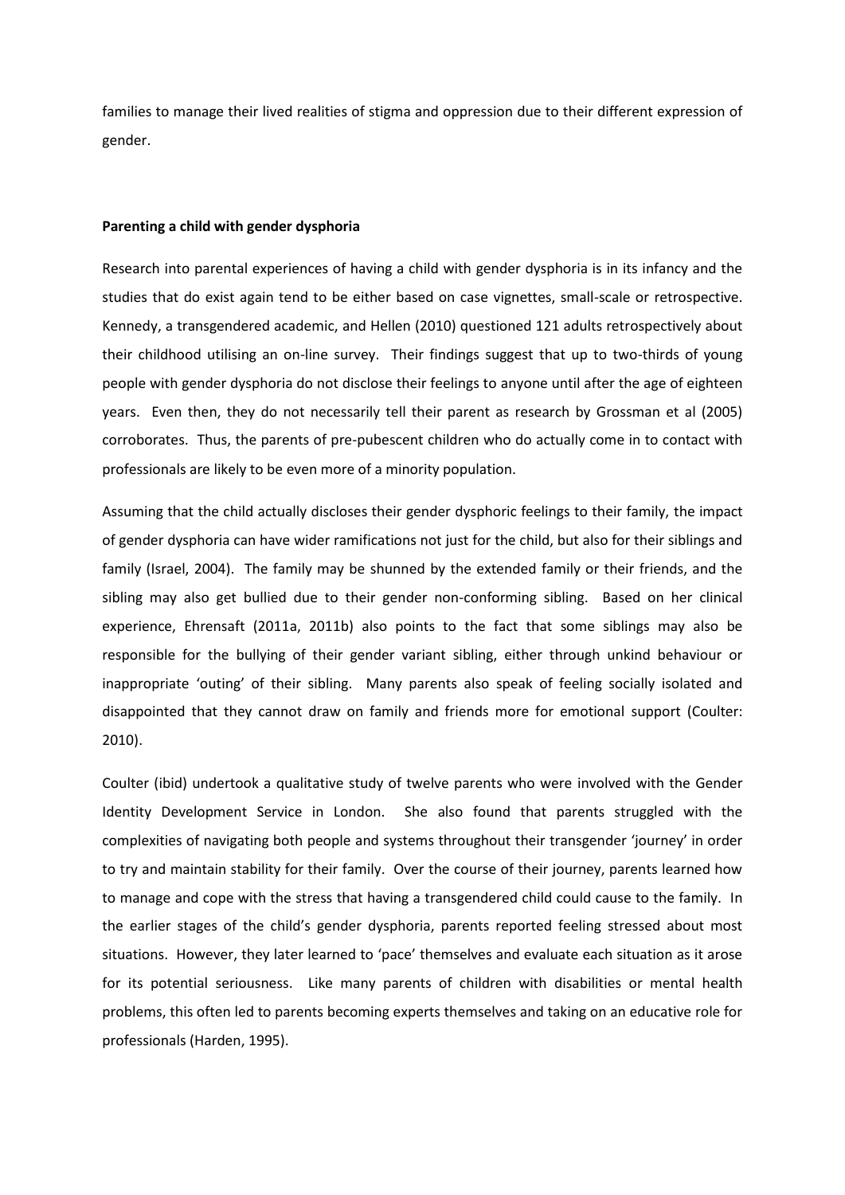families to manage their lived realities of stigma and oppression due to their different expression of gender.

**Parenting a child with gender dysphoria**

Research into parental experiences of having a child with gender dysphoria is in its infancy and the studies that do exist again tend to be either based on case vignettes, small-scale or retrospective. Kennedy, a transgendered academic, and Hellen (2010) questioned 121 adults retrospectively about their childhood utilising an on-line survey. Their findings suggest that up to two-thirds of young people with gender dysphoria do not disclose their feelings to anyone until after the age of eighteen years. Even then, they do not necessarily tell their parent as research by Grossman et al (2005) corroborates. Thus, the parents of pre-pubescent children who do actually come in to contact with professionals are likely to be even more of a minority population.

Assuming that the child actually discloses their gender dysphoric feelings to their family, the impact of gender dysphoria can have wider ramifications not just for the child, but also for their siblings and family (Israel, 2004). The family may be shunned by the extended family or their friends, and the sibling may also get bullied due to their gender non-conforming sibling. Based on her clinical experience, Ehrensaft (2011a, 2011b) also points to the fact that some siblings may also be responsible for the bullying of their gender variant sibling, either through unkind behaviour or inappropriate 'outing' of their sibling. Many parents also speak of feeling socially isolated and disappointed that they cannot draw on family and friends more for emotional support (Coulter: 2010).

Coulter (ibid) undertook a qualitative study of twelve parents who were involved with the Gender Identity Development Service in London. She also found that parents struggled with the complexities of navigating both people and systems throughout their transgender 'journey' in order to try and maintain stability for their family. Over the course of their journey, parents learned how to manage and cope with the stress that having a transgendered child could cause to the family. In the earlier stages of the child's gender dysphoria, parents reported feeling stressed about most situations. However, they later learned to 'pace' themselves and evaluate each situation as it arose for its potential seriousness. Like many parents of children with disabilities or mental health problems, this often led to parents becoming experts themselves and taking on an educative role for professionals (Harden, 1995).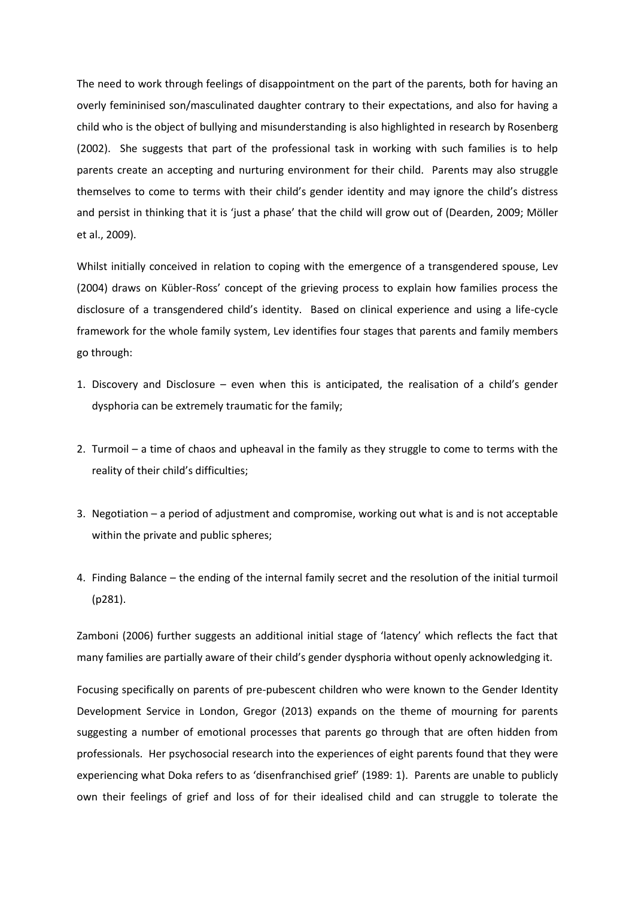The need to work through feelings of disappointment on the part of the parents, both for having an overly femininised son/masculinated daughter contrary to their expectations, and also for having a child who is the object of bullying and misunderstanding is also highlighted in research by Rosenberg (2002). She suggests that part of the professional task in working with such families is to help parents create an accepting and nurturing environment for their child. Parents may also struggle themselves to come to terms with their child's gender identity and may ignore the child's distress and persist in thinking that it is 'just a phase' that the child will grow out of (Dearden, 2009; Möller et al., 2009).

Whilst initially conceived in relation to coping with the emergence of a transgendered spouse, Lev (2004) draws on Kübler-Ross' concept of the grieving process to explain how families process the disclosure of a transgendered child's identity. Based on clinical experience and using a life-cycle framework for the whole family system, Lev identifies four stages that parents and family members go through:

1. Discovery and Disclosure – even when this is anticipated, the realisation of a child's gender dysphoria can be extremely traumatic for the family;
2. Turmoil – a time of chaos and upheaval in the family as they struggle to come to terms with the reality of their child's difficulties;
3. Negotiation – a period of adjustment and compromise, working out what is and is not acceptable within the private and public spheres;
4. Finding Balance – the ending of the internal family secret and the resolution of the initial turmoil (p281).

Zamboni (2006) further suggests an additional initial stage of 'latency' which reflects the fact that many families are partially aware of their child's gender dysphoria without openly acknowledging it.

Focusing specifically on parents of pre-pubescent children who were known to the Gender Identity Development Service in London, Gregor (2013) expands on the theme of mourning for parents suggesting a number of emotional processes that parents go through that are often hidden from professionals. Her psychosocial research into the experiences of eight parents found that they were experiencing what Doka refers to as 'disenfranchised grief' (1989: 1). Parents are unable to publicly own their feelings of grief and loss of for their idealised child and can struggle to tolerate the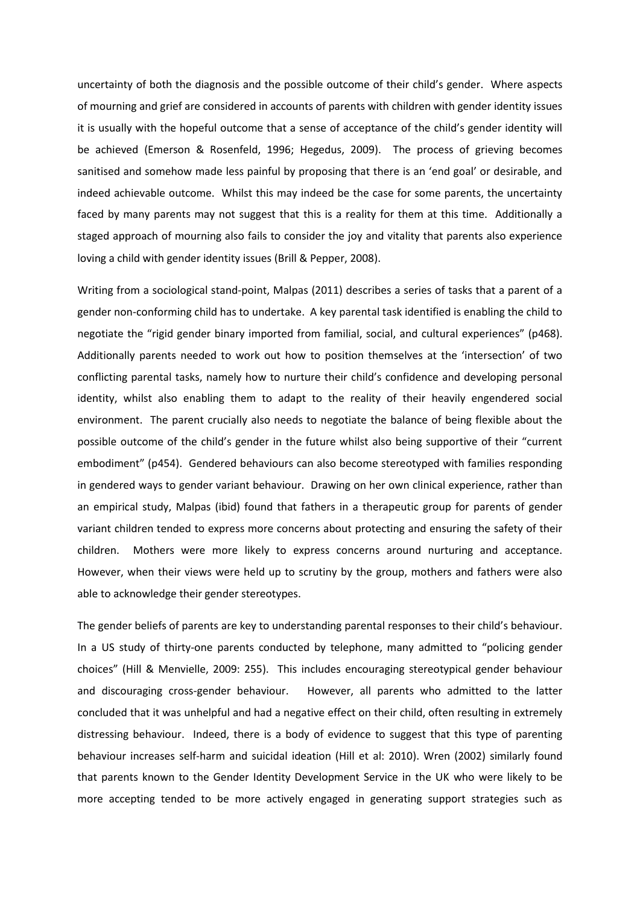uncertainty of both the diagnosis and the possible outcome of their child's gender. Where aspects of mourning and grief are considered in accounts of parents with children with gender identity issues it is usually with the hopeful outcome that a sense of acceptance of the child's gender identity will be achieved (Emerson & Rosenfeld, 1996; Hegedus, 2009). The process of grieving becomes sanitised and somehow made less painful by proposing that there is an 'end goal' or desirable, and indeed achievable outcome. Whilst this may indeed be the case for some parents, the uncertainty faced by many parents may not suggest that this is a reality for them at this time. Additionally a staged approach of mourning also fails to consider the joy and vitality that parents also experience loving a child with gender identity issues (Brill & Pepper, 2008).

Writing from a sociological stand-point, Malpas (2011) describes a series of tasks that a parent of a gender non-conforming child has to undertake. A key parental task identified is enabling the child to negotiate the "rigid gender binary imported from familial, social, and cultural experiences" (p468). Additionally parents needed to work out how to position themselves at the 'intersection' of two conflicting parental tasks, namely how to nurture their child's confidence and developing personal identity, whilst also enabling them to adapt to the reality of their heavily engendered social environment. The parent crucially also needs to negotiate the balance of being flexible about the possible outcome of the child's gender in the future whilst also being supportive of their "current embodiment" (p454). Gendered behaviours can also become stereotyped with families responding in gendered ways to gender variant behaviour. Drawing on her own clinical experience, rather than an empirical study, Malpas (ibid) found that fathers in a therapeutic group for parents of gender variant children tended to express more concerns about protecting and ensuring the safety of their children. Mothers were more likely to express concerns around nurturing and acceptance. However, when their views were held up to scrutiny by the group, mothers and fathers were also able to acknowledge their gender stereotypes.

The gender beliefs of parents are key to understanding parental responses to their child's behaviour. In a US study of thirty-one parents conducted by telephone, many admitted to "policing gender choices" (Hill & Menvielle, 2009: 255). This includes encouraging stereotypical gender behaviour and discouraging cross-gender behaviour. However, all parents who admitted to the latter concluded that it was unhelpful and had a negative effect on their child, often resulting in extremely distressing behaviour. Indeed, there is a body of evidence to suggest that this type of parenting behaviour increases self-harm and suicidal ideation (Hill et al: 2010). Wren (2002) similarly found that parents known to the Gender Identity Development Service in the UK who were likely to be more accepting tended to be more actively engaged in generating support strategies such as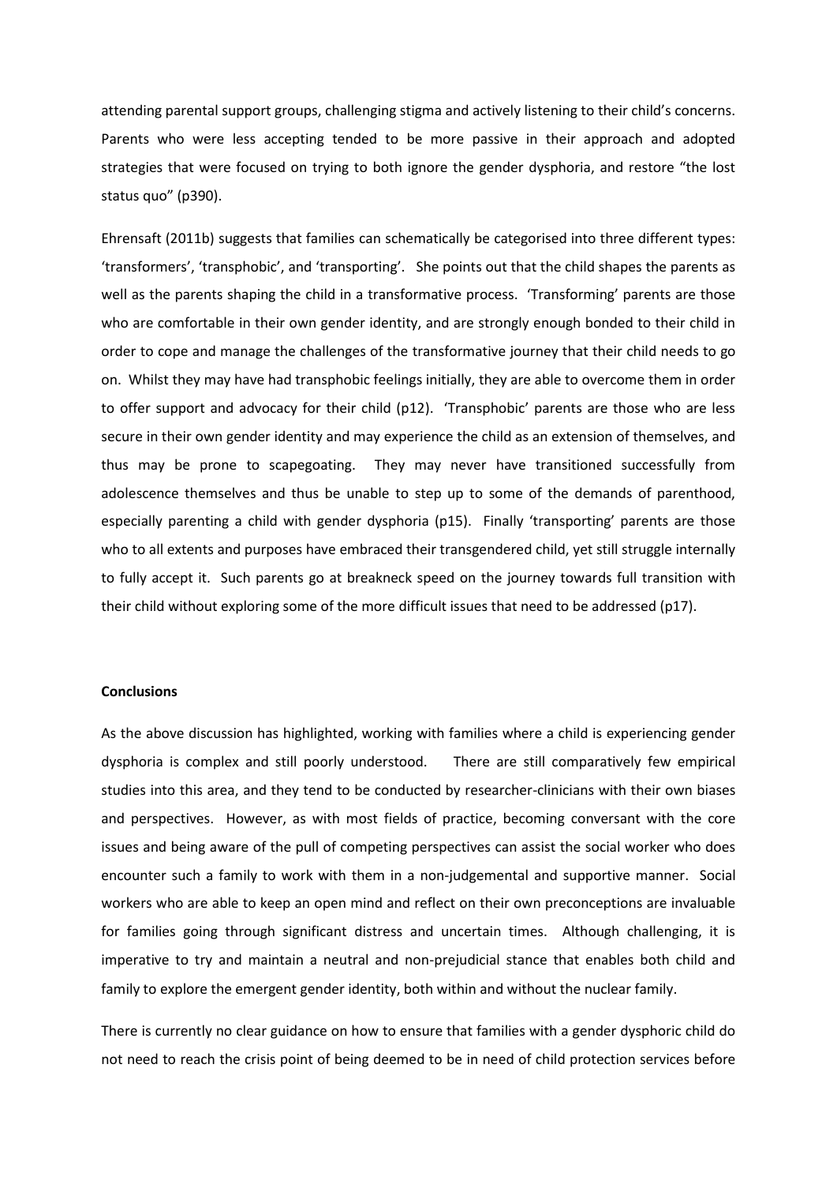attending parental support groups, challenging stigma and actively listening to their child's concerns. Parents who were less accepting tended to be more passive in their approach and adopted strategies that were focused on trying to both ignore the gender dysphoria, and restore "the lost status quo" (p390).

Ehrensaft (2011b) suggests that families can schematically be categorised into three different types: 'transformers', 'transphobic', and 'transporting'. She points out that the child shapes the parents as well as the parents shaping the child in a transformative process. 'Transforming' parents are those who are comfortable in their own gender identity, and are strongly enough bonded to their child in order to cope and manage the challenges of the transformative journey that their child needs to go on. Whilst they may have had transphobic feelings initially, they are able to overcome them in order to offer support and advocacy for their child (p12). 'Transphobic' parents are those who are less secure in their own gender identity and may experience the child as an extension of themselves, and thus may be prone to scapegoating. They may never have transitioned successfully from adolescence themselves and thus be unable to step up to some of the demands of parenthood, especially parenting a child with gender dysphoria (p15). Finally 'transporting' parents are those who to all extents and purposes have embraced their transgendered child, yet still struggle internally to fully accept it. Such parents go at breakneck speed on the journey towards full transition with their child without exploring some of the more difficult issues that need to be addressed (p17).

**Conclusions**

As the above discussion has highlighted, working with families where a child is experiencing gender dysphoria is complex and still poorly understood. There are still comparatively few empirical studies into this area, and they tend to be conducted by researcher-clinicians with their own biases and perspectives. However, as with most fields of practice, becoming conversant with the core issues and being aware of the pull of competing perspectives can assist the social worker who does encounter such a family to work with them in a non-judgemental and supportive manner. Social workers who are able to keep an open mind and reflect on their own preconceptions are invaluable for families going through significant distress and uncertain times. Although challenging, it is imperative to try and maintain a neutral and non-prejudicial stance that enables both child and family to explore the emergent gender identity, both within and without the nuclear family.

There is currently no clear guidance on how to ensure that families with a gender dysphoric child do not need to reach the crisis point of being deemed to be in need of child protection services before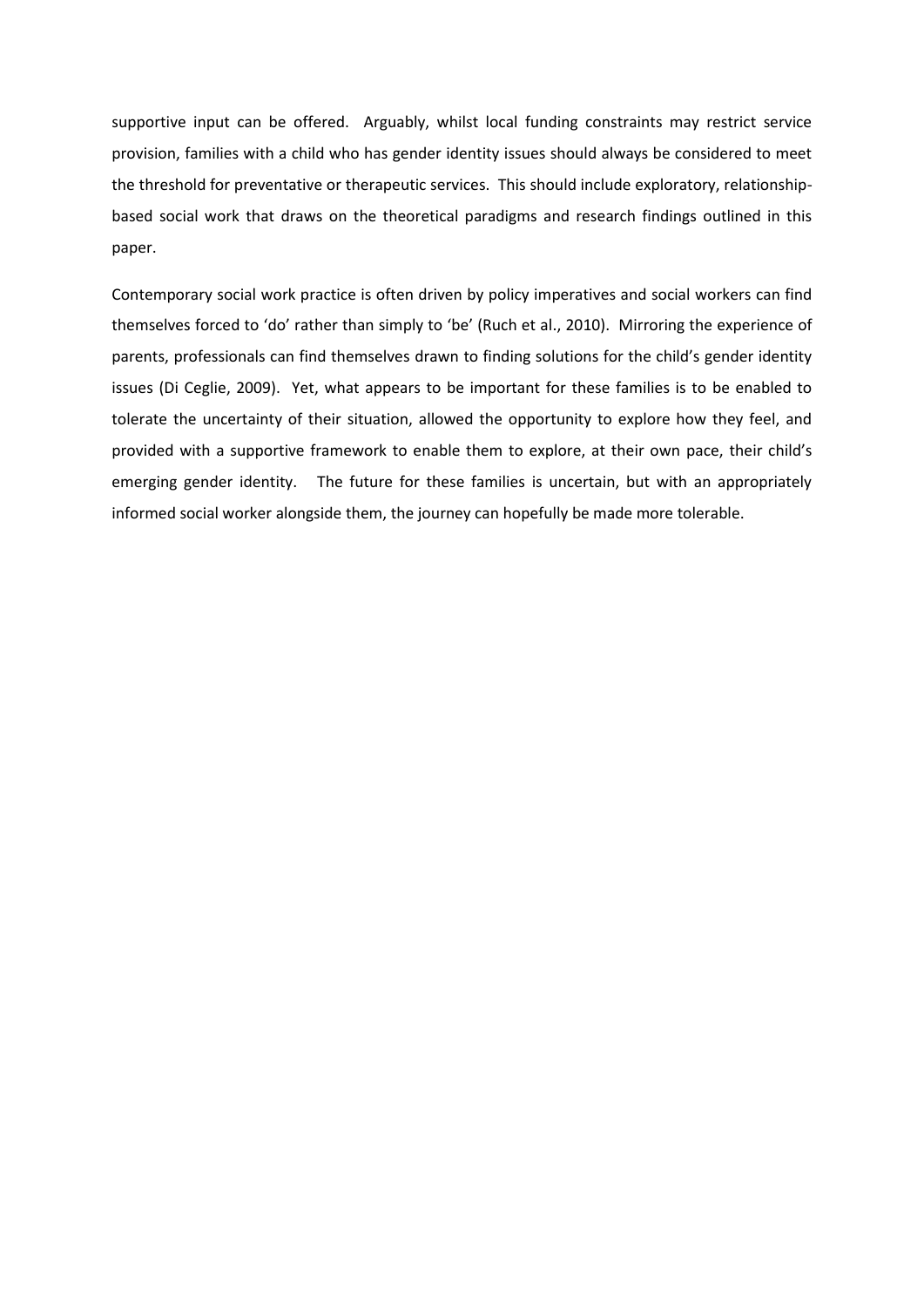supportive input can be offered. Arguably, whilst local funding constraints may restrict service provision, families with a child who has gender identity issues should always be considered to meet the threshold for preventative or therapeutic services. This should include exploratory, relationship-based social work that draws on the theoretical paradigms and research findings outlined in this paper.

Contemporary social work practice is often driven by policy imperatives and social workers can find themselves forced to 'do' rather than simply to 'be' (Ruch et al., 2010). Mirroring the experience of parents, professionals can find themselves drawn to finding solutions for the child's gender identity issues (Di Ceglie, 2009). Yet, what appears to be important for these families is to be enabled to tolerate the uncertainty of their situation, allowed the opportunity to explore how they feel, and provided with a supportive framework to enable them to explore, at their own pace, their child's emerging gender identity. The future for these families is uncertain, but with an appropriately informed social worker alongside them, the journey can hopefully be made more tolerable.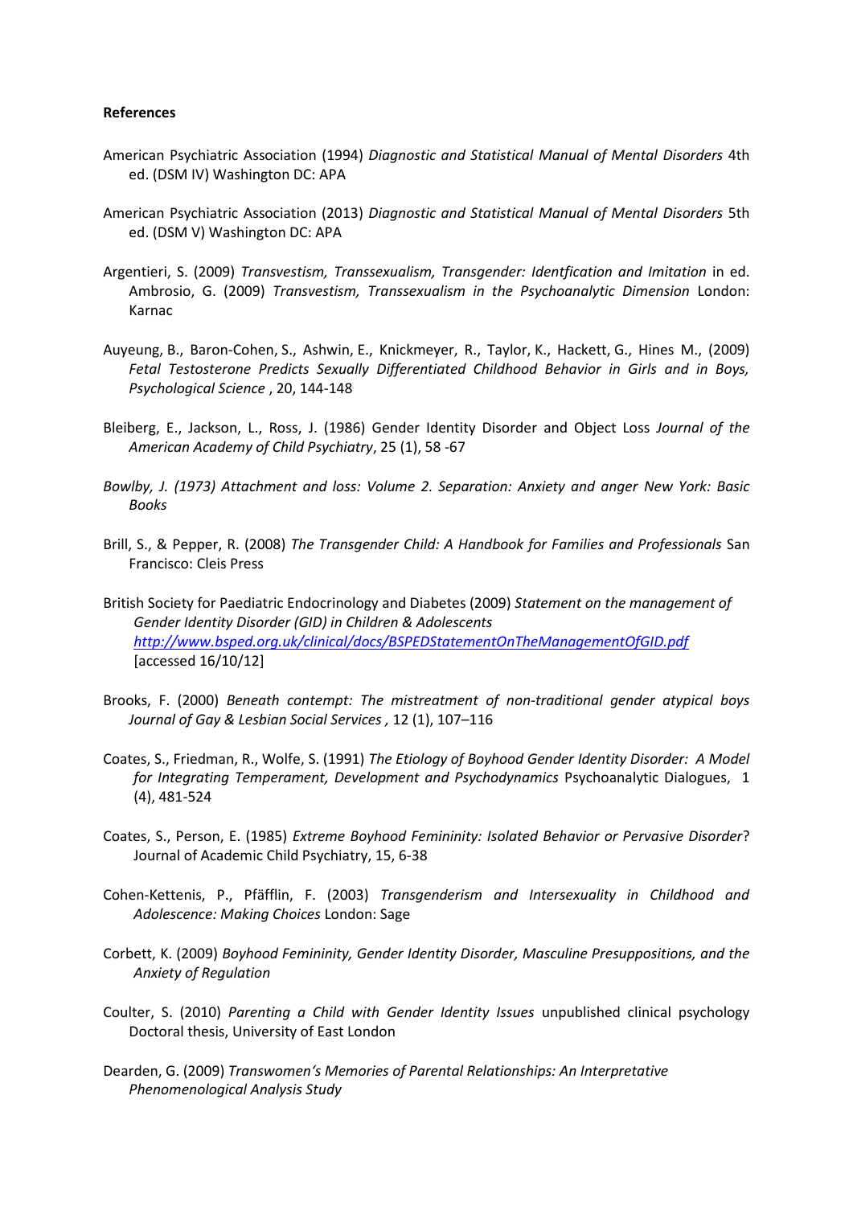**References**

American Psychiatric Association (1994) *Diagnostic and Statistical Manual of Mental Disorders* 4th ed. (DSM IV) Washington DC: APA

American Psychiatric Association (2013) *Diagnostic and Statistical Manual of Mental Disorders* 5th ed. (DSM V) Washington DC: APA

Argentieri, S. (2009) *Transvestism, Transsexualism, Transgender: Identfication and Imitation* in ed. Ambrosio, G. (2009) *Transvestism, Transsexualism in the Psychoanalytic Dimension* London: Karnac

Auyeung, B., Baron-Cohen, S., Ashwin, E., Knickmeyer, R., Taylor, K., Hackett, G., Hines M., (2009) *Fetal Testosterone Predicts Sexually Differentiated Childhood Behavior in Girls and in Boys, Psychological Science* , 20, 144-148

Bleiberg, E., Jackson, L., Ross, J. (1986) Gender Identity Disorder and Object Loss *Journal of the American Academy of Child Psychiatry*, 25 (1), 58 -67

*Bowlby, J. (1973) Attachment and loss: Volume 2. Separation: Anxiety and anger New York: Basic Books*

Brill, S., & Pepper, R. (2008) *The Transgender Child: A Handbook for Families and Professionals* San Francisco: Cleis Press

British Society for Paediatric Endocrinology and Diabetes (2009) *Statement on the management of Gender Identity Disorder (GID) in Children & Adolescents* *http://www.bsped.org.uk/clinical/docs/BSPEDStatementOnTheManagementOfGID.pdf* [accessed 16/10/12]

Brooks, F. (2000) *Beneath contempt: The mistreatment of non-traditional gender atypical boys Journal of Gay & Lesbian Social Services ,* 12 (1), 107–116

Coates, S., Friedman, R., Wolfe, S. (1991) *The Etiology of Boyhood Gender Identity Disorder: A Model for Integrating Temperament, Development and Psychodynamics* Psychoanalytic Dialogues, 1 (4), 481-524

Coates, S., Person, E. (1985) *Extreme Boyhood Femininity: Isolated Behavior or Pervasive Disorder*? Journal of Academic Child Psychiatry, 15, 6-38

Cohen-Kettenis, P., Pfäfflin, F. (2003) *Transgenderism and Intersexuality in Childhood and Adolescence: Making Choices* London: Sage

Corbett, K. (2009) *Boyhood Femininity, Gender Identity Disorder, Masculine Presuppositions, and the Anxiety of Regulation*

Coulter, S. (2010) *Parenting a Child with Gender Identity Issues* unpublished clinical psychology Doctoral thesis, University of East London

Dearden, G. (2009) *Transwomen's Memories of Parental Relationships: An Interpretative Phenomenological Analysis Study*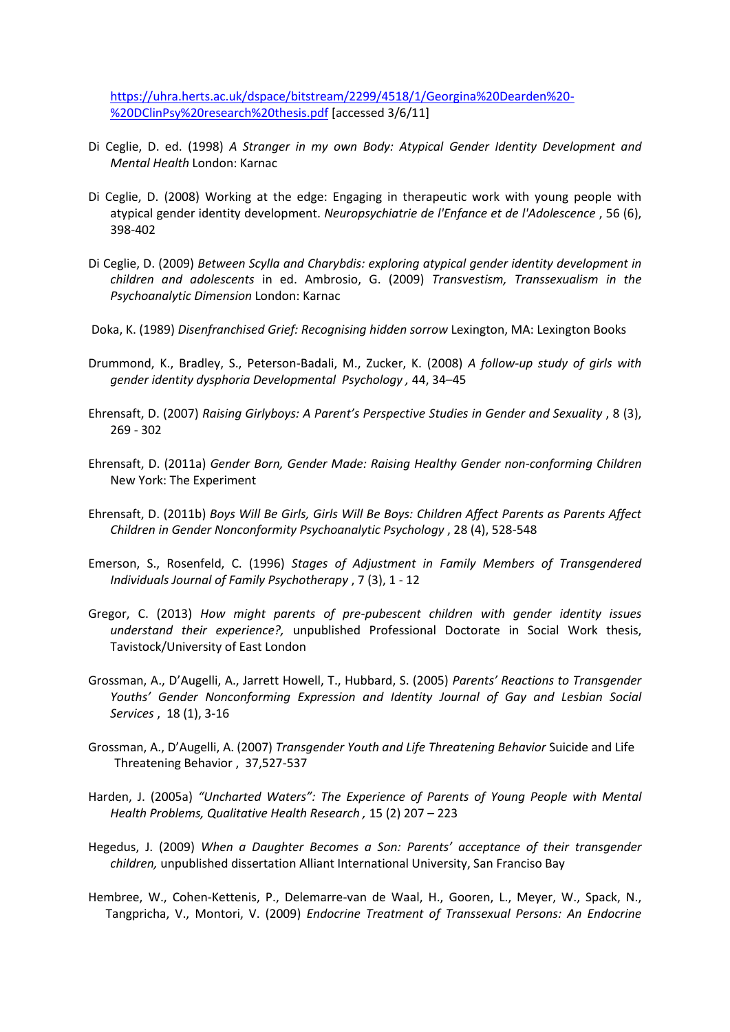https://uhra.herts.ac.uk/dspace/bitstream/2299/4518/1/Georgina%20Dearden%20-%20DClinPsy%20research%20thesis.pdf [accessed 3/6/11]

Di Ceglie, D. ed. (1998) *A Stranger in my own Body: Atypical Gender Identity Development and Mental Health* London: Karnac

Di Ceglie, D. (2008) Working at the edge: Engaging in therapeutic work with young people with atypical gender identity development. *Neuropsychiatrie de l'Enfance et de l'Adolescence* , 56 (6), 398-402

Di Ceglie, D. (2009) *Between Scylla and Charybdis: exploring atypical gender identity development in children and adolescents* in ed. Ambrosio, G. (2009) *Transvestism, Transsexualism in the Psychoanalytic Dimension* London: Karnac

Doka, K. (1989) *Disenfranchised Grief: Recognising hidden sorrow* Lexington, MA: Lexington Books

Drummond, K., Bradley, S., Peterson-Badali, M., Zucker, K. (2008) *A follow-up study of girls with gender identity dysphoria Developmental Psychology ,* 44, 34–45

Ehrensaft, D. (2007) *Raising Girlyboys: A Parent's Perspective Studies in Gender and Sexuality* , 8 (3), 269 - 302

Ehrensaft, D. (2011a) *Gender Born, Gender Made: Raising Healthy Gender non-conforming Children* New York: The Experiment

Ehrensaft, D. (2011b) *Boys Will Be Girls, Girls Will Be Boys: Children Affect Parents as Parents Affect Children in Gender Nonconformity Psychoanalytic Psychology* , 28 (4), 528-548

Emerson, S., Rosenfeld, C. (1996) *Stages of Adjustment in Family Members of Transgendered Individuals Journal of Family Psychotherapy* , 7 (3), 1 - 12

Gregor, C. (2013) *How might parents of pre-pubescent children with gender identity issues understand their experience?,* unpublished Professional Doctorate in Social Work thesis, Tavistock/University of East London

Grossman, A., D'Augelli, A., Jarrett Howell, T., Hubbard, S. (2005) *Parents' Reactions to Transgender Youths' Gender Nonconforming Expression and Identity Journal of Gay and Lesbian Social Services* , 18 (1), 3-16

Grossman, A., D'Augelli, A. (2007) *Transgender Youth and Life Threatening Behavior* Suicide and Life Threatening Behavior , 37,527-537

Harden, J. (2005a) *"Uncharted Waters": The Experience of Parents of Young People with Mental Health Problems, Qualitative Health Research ,* 15 (2) 207 – 223

Hegedus, J. (2009) *When a Daughter Becomes a Son: Parents' acceptance of their transgender children,* unpublished dissertation Alliant International University, San Francisco Bay

Hembree, W., Cohen-Kettenis, P., Delemarre-van de Waal, H., Gooren, L., Meyer, W., Spack, N., Tangpricha, V., Montori, V. (2009) *Endocrine Treatment of Transsexual Persons: An Endocrine*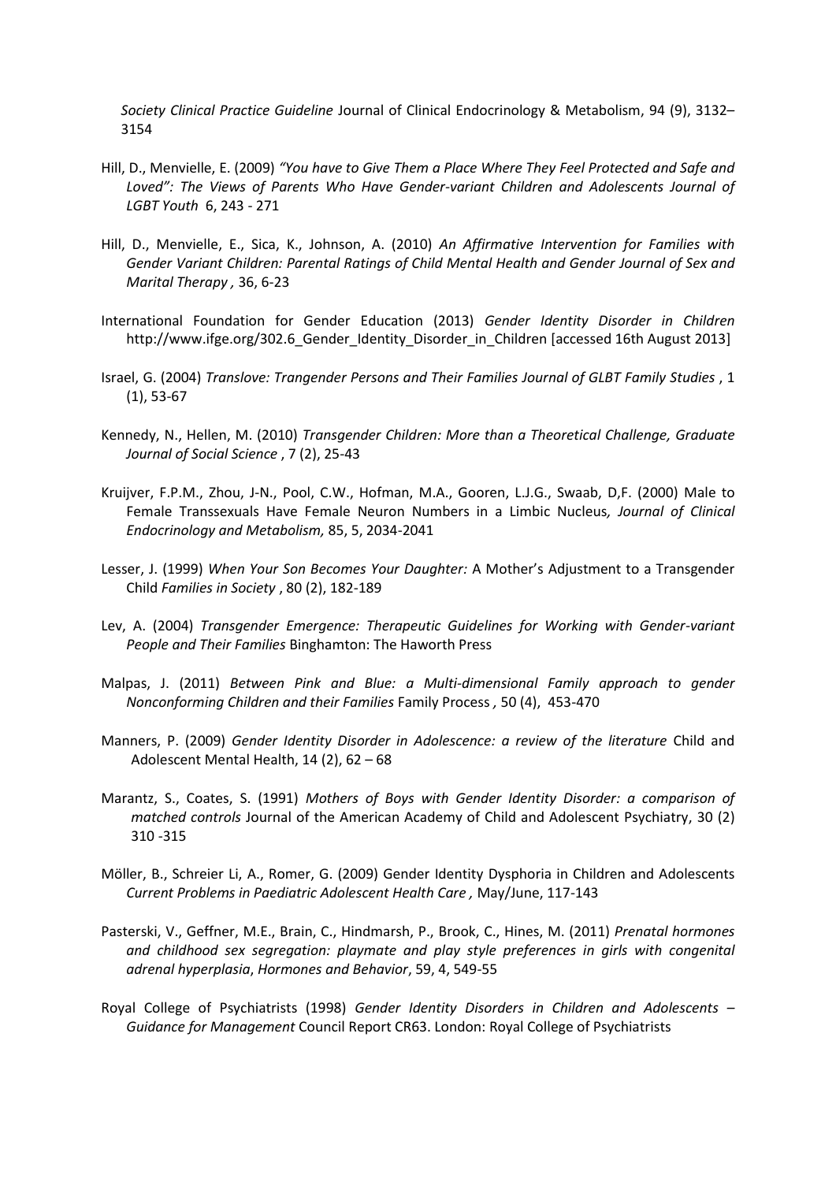*Society Clinical Practice Guideline* Journal of Clinical Endocrinology & Metabolism, 94 (9), 3132–3154

Hill, D., Menvielle, E. (2009) *"You have to Give Them a Place Where They Feel Protected and Safe and Loved": The Views of Parents Who Have Gender-variant Children and Adolescents Journal of LGBT Youth* 6, 243 - 271

Hill, D., Menvielle, E., Sica, K., Johnson, A. (2010) *An Affirmative Intervention for Families with Gender Variant Children: Parental Ratings of Child Mental Health and Gender Journal of Sex and Marital Therapy ,* 36, 6-23

International Foundation for Gender Education (2013) *Gender Identity Disorder in Children* http://www.ifge.org/302.6_Gender_Identity_Disorder_in_Children [accessed 16th August 2013]

Israel, G. (2004) *Translove: Trangender Persons and Their Families Journal of GLBT Family Studies* , 1 (1), 53-67

Kennedy, N., Hellen, M. (2010) *Transgender Children: More than a Theoretical Challenge, Graduate Journal of Social Science* , 7 (2), 25-43

Kruijver, F.P.M., Zhou, J-N., Pool, C.W., Hofman, M.A., Gooren, L.J.G., Swaab, D,F. (2000) Male to Female Transsexuals Have Female Neuron Numbers in a Limbic Nucleus*, Journal of Clinical Endocrinology and Metabolism,* 85, 5, 2034-2041

Lesser, J. (1999) *When Your Son Becomes Your Daughter:* A Mother's Adjustment to a Transgender Child *Families in Society* , 80 (2), 182-189

Lev, A. (2004) *Transgender Emergence: Therapeutic Guidelines for Working with Gender-variant People and Their Families* Binghamton: The Haworth Press

Malpas, J. (2011) *Between Pink and Blue: a Multi-dimensional Family approach to gender Nonconforming Children and their Families* Family Process *,* 50 (4), 453-470

Manners, P. (2009) *Gender Identity Disorder in Adolescence: a review of the literature* Child and Adolescent Mental Health, 14 (2), 62 – 68

Marantz, S., Coates, S. (1991) *Mothers of Boys with Gender Identity Disorder: a comparison of matched controls* Journal of the American Academy of Child and Adolescent Psychiatry, 30 (2) 310 -315

Möller, B., Schreier Li, A., Romer, G. (2009) Gender Identity Dysphoria in Children and Adolescents *Current Problems in Paediatric Adolescent Health Care ,* May/June, 117-143

Pasterski, V., Geffner, M.E., Brain, C., Hindmarsh, P., Brook, C., Hines, M. (2011) *Prenatal hormones and childhood sex segregation: playmate and play style preferences in girls with congenital adrenal hyperplasia*, *Hormones and Behavior*, 59, 4, 549-55

Royal College of Psychiatrists (1998) *Gender Identity Disorders in Children and Adolescents – Guidance for Management* Council Report CR63. London: Royal College of Psychiatrists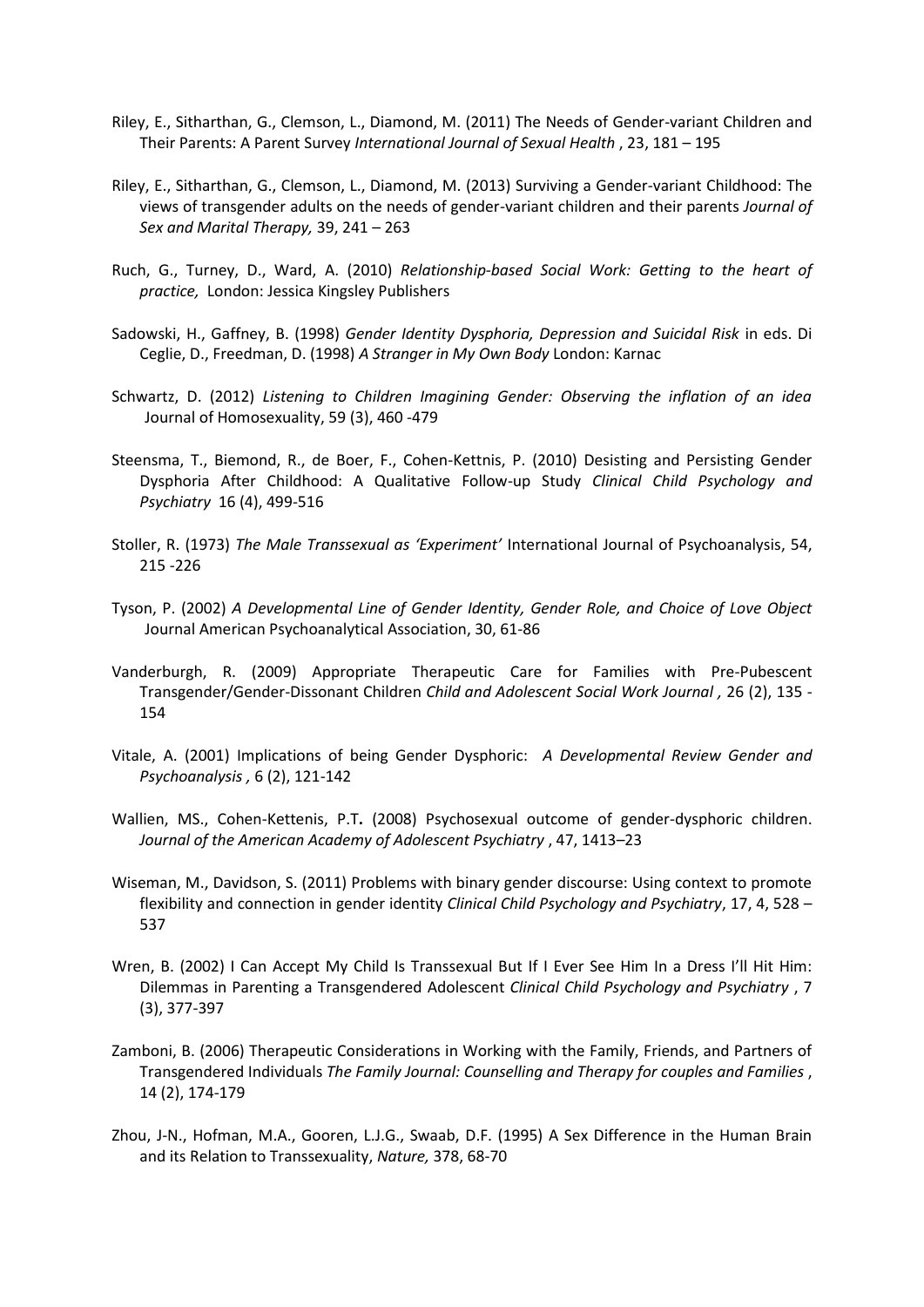Riley, E., Sitharthan, G., Clemson, L., Diamond, M. (2011) The Needs of Gender-variant Children and Their Parents: A Parent Survey *International Journal of Sexual Health* , 23, 181 – 195

Riley, E., Sitharthan, G., Clemson, L., Diamond, M. (2013) Surviving a Gender-variant Childhood: The views of transgender adults on the needs of gender-variant children and their parents *Journal of Sex and Marital Therapy,* 39, 241 – 263

Ruch, G., Turney, D., Ward, A. (2010) *Relationship-based Social Work: Getting to the heart of practice,* London: Jessica Kingsley Publishers

Sadowski, H., Gaffney, B. (1998) *Gender Identity Dysphoria, Depression and Suicidal Risk* in eds. Di Ceglie, D., Freedman, D. (1998) *A Stranger in My Own Body* London: Karnac

Schwartz, D. (2012) *Listening to Children Imagining Gender: Observing the inflation of an idea* Journal of Homosexuality, 59 (3), 460 -479

Steensma, T., Biemond, R., de Boer, F., Cohen-Kettnis, P. (2010) Desisting and Persisting Gender Dysphoria After Childhood: A Qualitative Follow-up Study *Clinical Child Psychology and Psychiatry* 16 (4), 499-516

Stoller, R. (1973) *The Male Transsexual as 'Experiment'* International Journal of Psychoanalysis, 54, 215 -226

Tyson, P. (2002) *A Developmental Line of Gender Identity, Gender Role, and Choice of Love Object* Journal American Psychoanalytical Association, 30, 61-86

Vanderburgh, R. (2009) Appropriate Therapeutic Care for Families with Pre-Pubescent Transgender/Gender-Dissonant Children *Child and Adolescent Social Work Journal ,* 26 (2), 135 -154

Vitale, A. (2001) Implications of being Gender Dysphoric: *A Developmental Review Gender and Psychoanalysis ,* 6 (2), 121-142

Wallien, MS., Cohen-Kettenis, P.T**.** (2008) Psychosexual outcome of gender-dysphoric children. *Journal of the American Academy of Adolescent Psychiatry* , 47, 1413–23

Wiseman, M., Davidson, S. (2011) Problems with binary gender discourse: Using context to promote flexibility and connection in gender identity *Clinical Child Psychology and Psychiatry*, 17, 4, 528 – 537

Wren, B. (2002) I Can Accept My Child Is Transsexual But If I Ever See Him In a Dress I'll Hit Him: Dilemmas in Parenting a Transgendered Adolescent *Clinical Child Psychology and Psychiatry* , 7 (3), 377-397

Zamboni, B. (2006) Therapeutic Considerations in Working with the Family, Friends, and Partners of Transgendered Individuals *The Family Journal: Counselling and Therapy for couples and Families* , 14 (2), 174-179

Zhou, J-N., Hofman, M.A., Gooren, L.J.G., Swaab, D.F. (1995) A Sex Difference in the Human Brain and its Relation to Transsexuality, *Nature,* 378, 68-70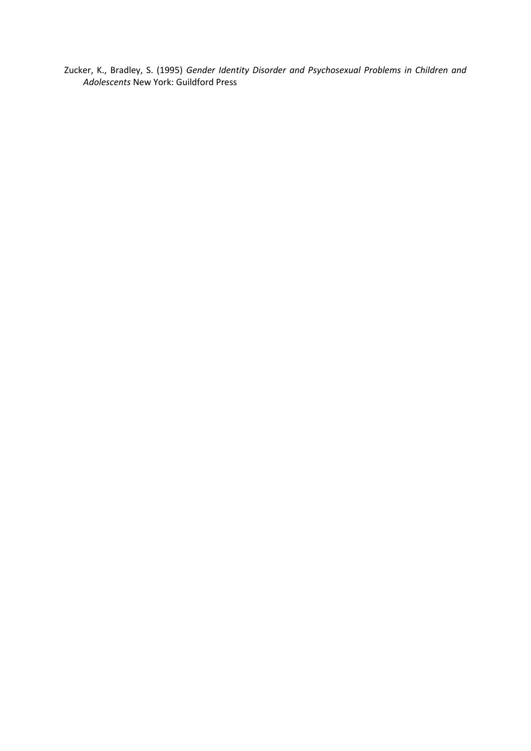Zucker, K., Bradley, S. (1995) *Gender Identity Disorder and Psychosexual Problems in Children and Adolescents* New York: Guildford Press